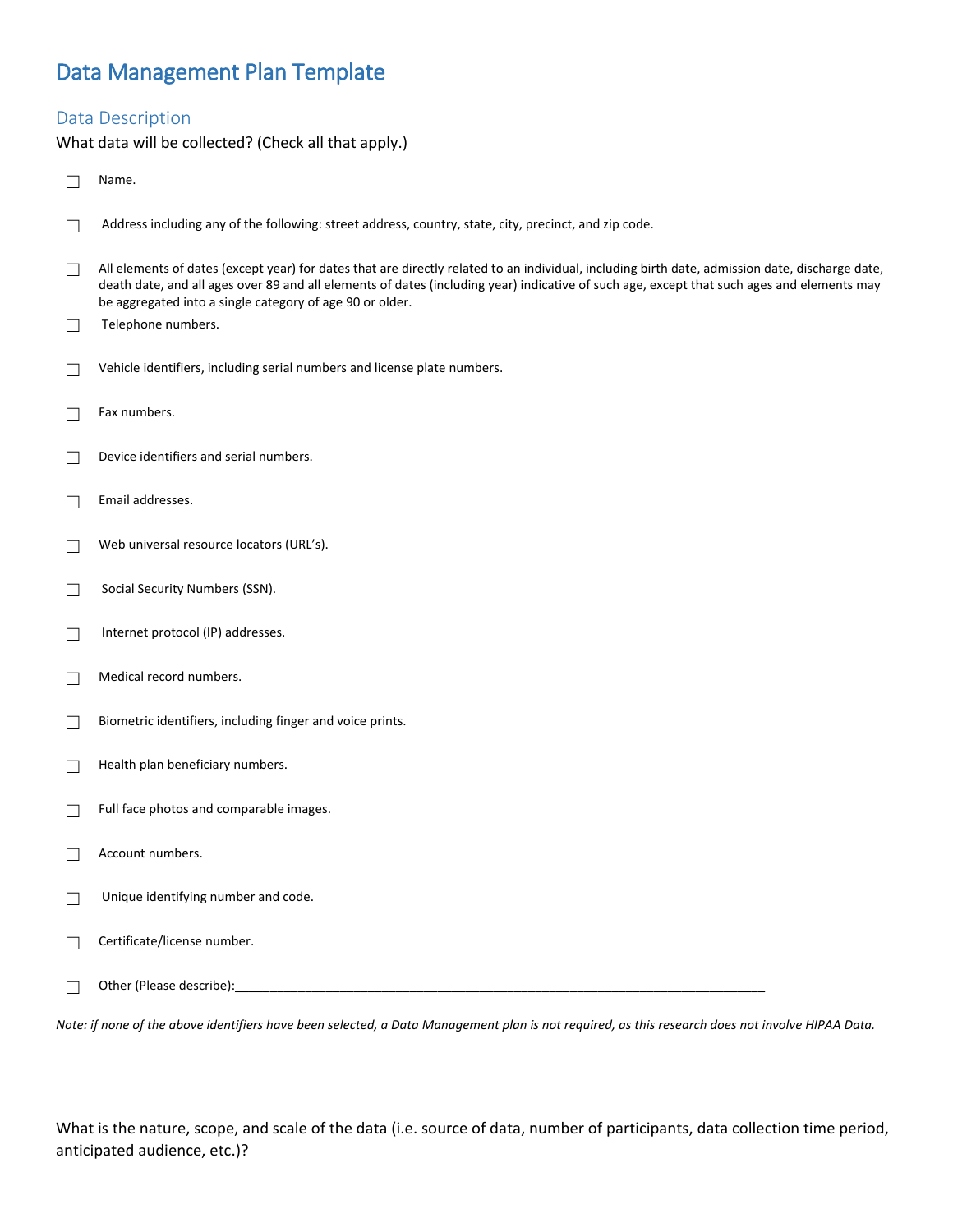# Data Management Plan Template

## Data Description

What data will be collected? (Check all that apply.)

- ☐ Name.
- ☐ Address including any of the following: street address, country, state, city, precinct, and zip code.
- ☐ All elements of dates (except year) for dates that are directly related to an individual, including birth date, admission date, discharge date, death date, and all ages over 89 and all elements of dates (including year) indicative of such age, except that such ages and elements may be aggregated into a single category of age 90 or older.
- ☐ Telephone numbers.
- ☐ Vehicle identifiers, including serial numbers and license plate numbers.
- ☐ Fax numbers.
- ☐ Device identifiers and serial numbers.
- ☐ Email addresses.
- ☐ Web universal resource locators (URL's).
- ☐ Social Security Numbers (SSN).
- ☐ Internet protocol (IP) addresses.
- ☐ Medical record numbers.
- ☐ Biometric identifiers, including finger and voice prints.
- ☐ Health plan beneficiary numbers.
- ☐ Full face photos and comparable images.
- ☐ Account numbers.
- ☐ Unique identifying number and code.
- ☐ Certificate/license number.
- ☐ Other (Please describe):_______________________________________________________________________________

*Note: if none of the above identifiers have been selected, a Data Management plan is not required, as this research does not involve HIPAA Data.*

What is the nature, scope, and scale of the data (i.e. source of data, number of participants, data collection time period, anticipated audience, etc.)?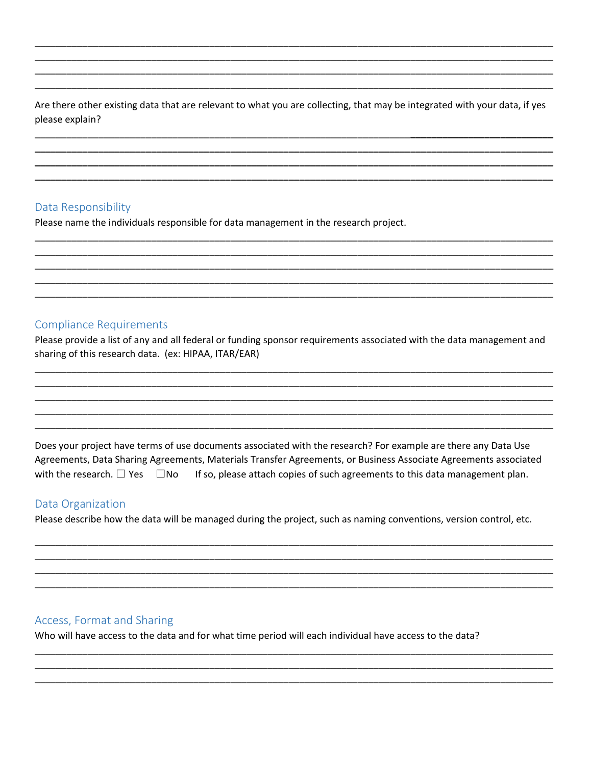Are there other existing data that are relevant to what you are collecting, that may be integrated with your data, if yes please explain?

## Data Responsibility

Please name the individuals responsible for data management in the research project.

## Compliance Requirements

Please provide a list of any and all federal or funding sponsor requirements associated with the data management and sharing of this research data. (ex: HIPAA, ITAR/EAR)

Does your project have terms of use documents associated with the research? For example are there any Data Use Agreements, Data Sharing Agreements, Materials Transfer Agreements, or Business Associate Agreements associated with the research. ☐ Yes ☐No If so, please attach copies of such agreements to this data management plan.

## Data Organization

Please describe how the data will be managed during the project, such as naming conventions, version control, etc.

## Access, Format and Sharing

Who will have access to the data and for what time period will each individual have access to the data?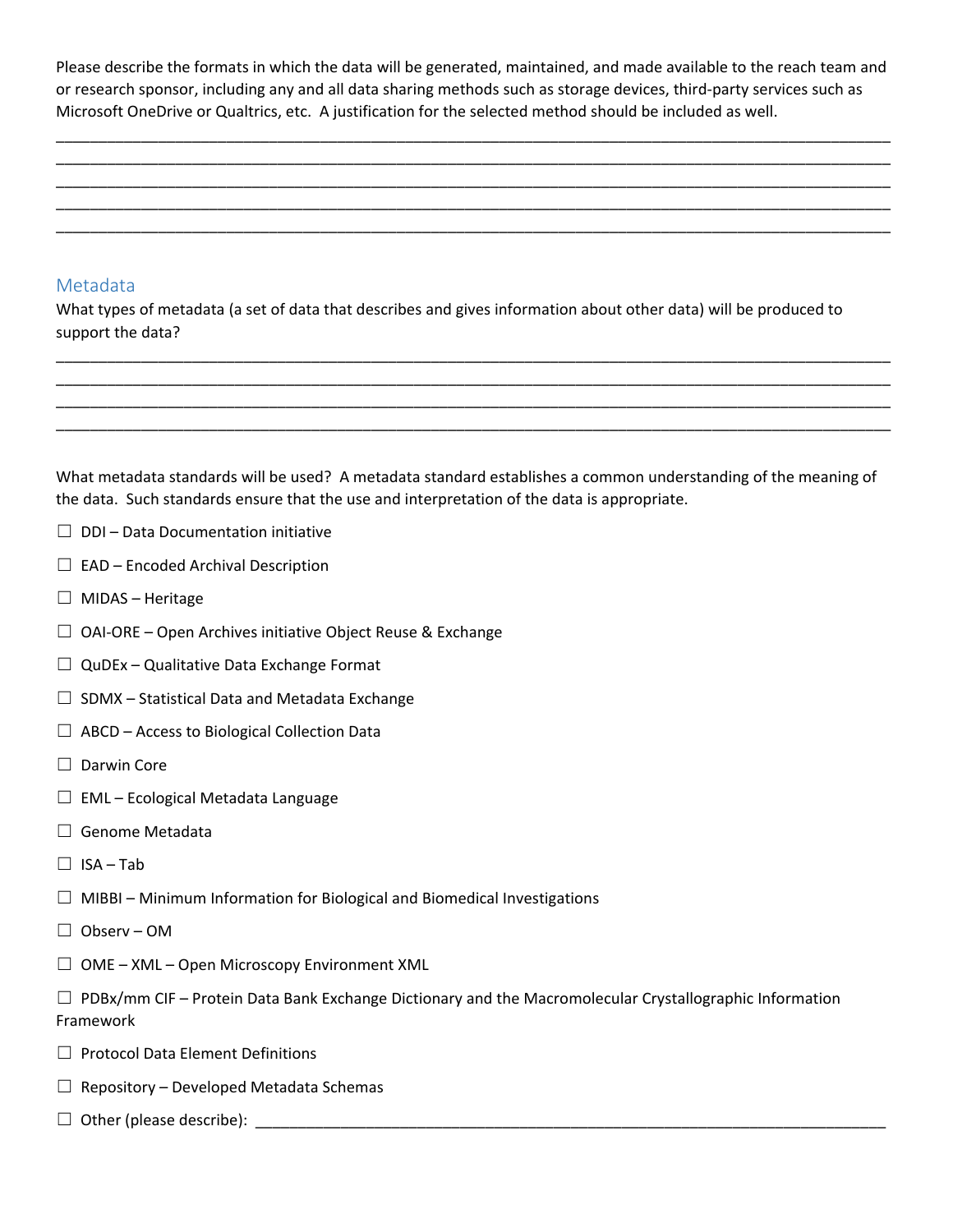Please describe the formats in which the data will be generated, maintained, and made available to the reach team and or research sponsor, including any and all data sharing methods such as storage devices, third-party services such as Microsoft OneDrive or Qualtrics, etc. A justification for the selected method should be included as well.

_______________________________________________________________________________________________
_______________________________________________________________________________________________
_______________________________________________________________________________________________
_______________________________________________________________________________________________
_______________________________________________________________________________________________

## Metadata

What types of metadata (a set of data that describes and gives information about other data) will be produced to support the data?

_______________________________________________________________________________________________
_______________________________________________________________________________________________
_______________________________________________________________________________________________
_______________________________________________________________________________________________

What metadata standards will be used? A metadata standard establishes a common understanding of the meaning of the data. Such standards ensure that the use and interpretation of the data is appropriate.

☐ DDI – Data Documentation initiative

☐ EAD – Encoded Archival Description

☐ MIDAS – Heritage

☐ OAI-ORE – Open Archives initiative Object Reuse & Exchange

☐ QuDEx – Qualitative Data Exchange Format

☐ SDMX – Statistical Data and Metadata Exchange

☐ ABCD – Access to Biological Collection Data

☐ Darwin Core

☐ EML – Ecological Metadata Language

☐ Genome Metadata

☐ ISA – Tab

☐ MIBBI – Minimum Information for Biological and Biomedical Investigations

☐ Observ – OM

☐ OME – XML – Open Microscopy Environment XML

☐ PDBx/mm CIF – Protein Data Bank Exchange Dictionary and the Macromolecular Crystallographic Information Framework

☐ Protocol Data Element Definitions

☐ Repository – Developed Metadata Schemas

☐ Other (please describe): ______________________________________________________________________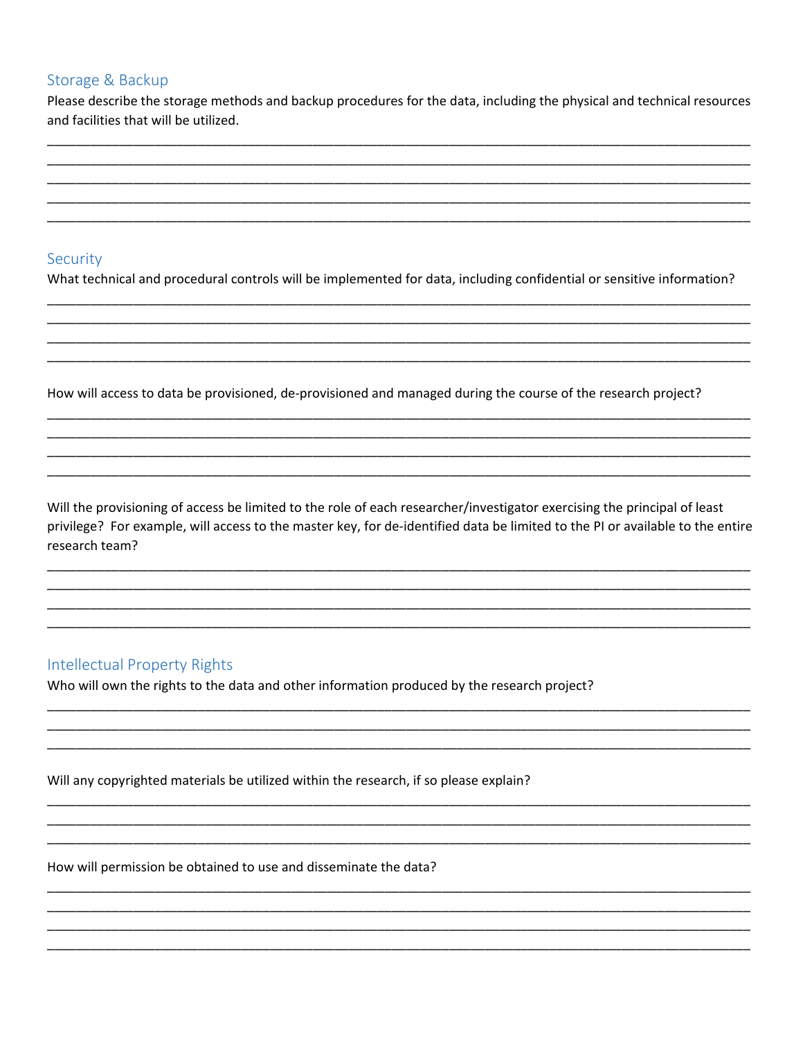## Storage & Backup

Please describe the storage methods and backup procedures for the data, including the physical and technical resources and facilities that will be utilized.

______________________________________________________________________________________________
______________________________________________________________________________________________
______________________________________________________________________________________________
______________________________________________________________________________________________
______________________________________________________________________________________________

## Security

What technical and procedural controls will be implemented for data, including confidential or sensitive information?

______________________________________________________________________________________________
______________________________________________________________________________________________
______________________________________________________________________________________________
______________________________________________________________________________________________

How will access to data be provisioned, de-provisioned and managed during the course of the research project?

______________________________________________________________________________________________
______________________________________________________________________________________________
______________________________________________________________________________________________
______________________________________________________________________________________________

Will the provisioning of access be limited to the role of each researcher/investigator exercising the principal of least privilege? For example, will access to the master key, for de-identified data be limited to the PI or available to the entire research team?

______________________________________________________________________________________________
______________________________________________________________________________________________
______________________________________________________________________________________________
______________________________________________________________________________________________

## Intellectual Property Rights

Who will own the rights to the data and other information produced by the research project?

______________________________________________________________________________________________
______________________________________________________________________________________________
______________________________________________________________________________________________

Will any copyrighted materials be utilized within the research, if so please explain?

______________________________________________________________________________________________
______________________________________________________________________________________________
______________________________________________________________________________________________

How will permission be obtained to use and disseminate the data?

______________________________________________________________________________________________
______________________________________________________________________________________________
______________________________________________________________________________________________
______________________________________________________________________________________________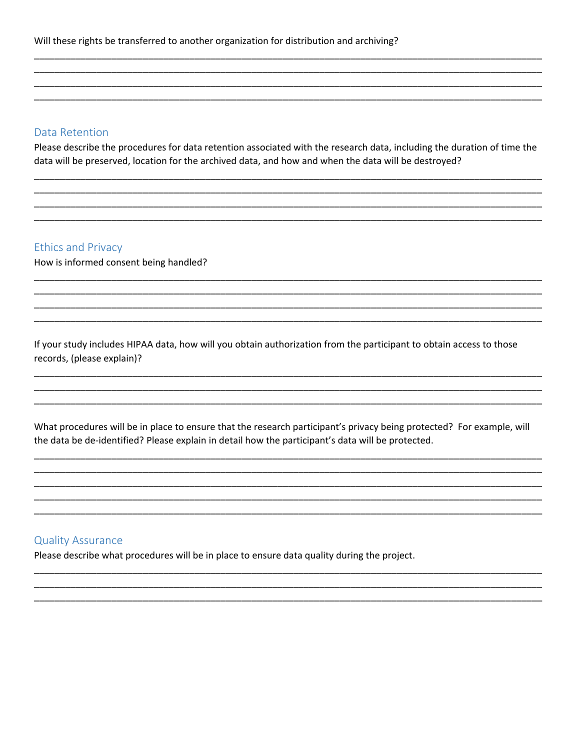Will these rights be transferred to another organization for distribution and archiving?

## Data Retention

Please describe the procedures for data retention associated with the research data, including the duration of time the data will be preserved, location for the archived data, and how and when the data will be destroyed?

## Ethics and Privacy

How is informed consent being handled?

If your study includes HIPAA data, how will you obtain authorization from the participant to obtain access to those records, (please explain)?

What procedures will be in place to ensure that the research participant's privacy being protected? For example, will the data be de-identified? Please explain in detail how the participant's data will be protected.

## Quality Assurance

Please describe what procedures will be in place to ensure data quality during the project.